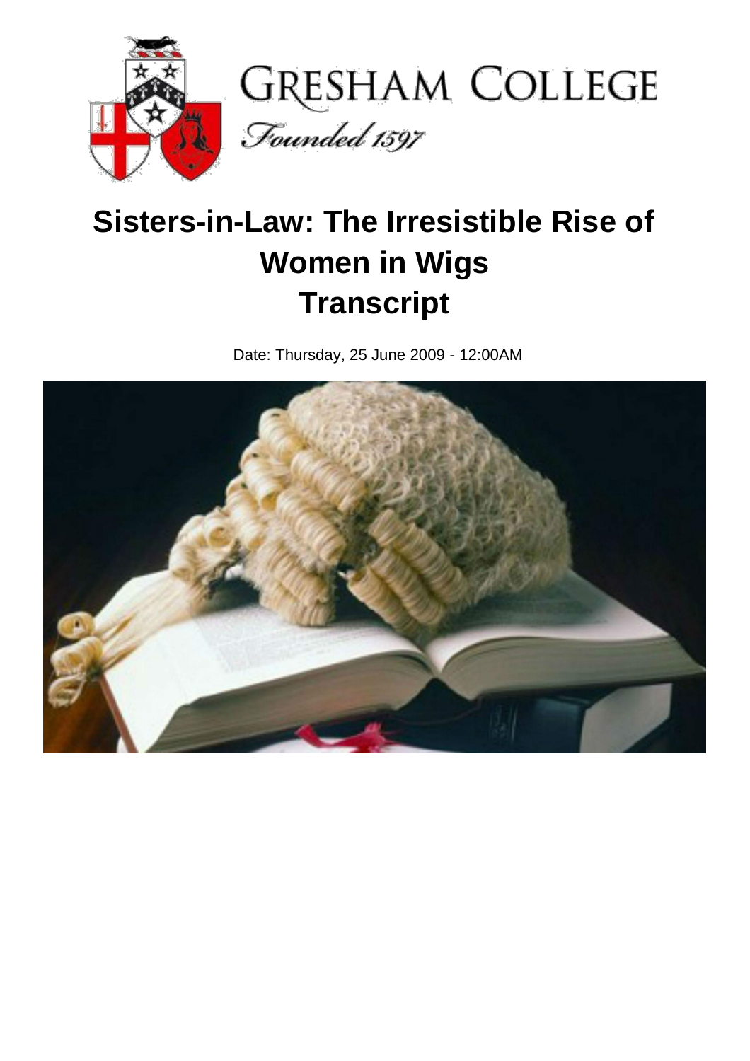GRESHAM COLLEGE

*Founded 1597*

# Sisters-in-Law: The Irresistible Rise of Women in Wigs
# Transcript

Date: Thursday, 25 June 2009 - 12:00AM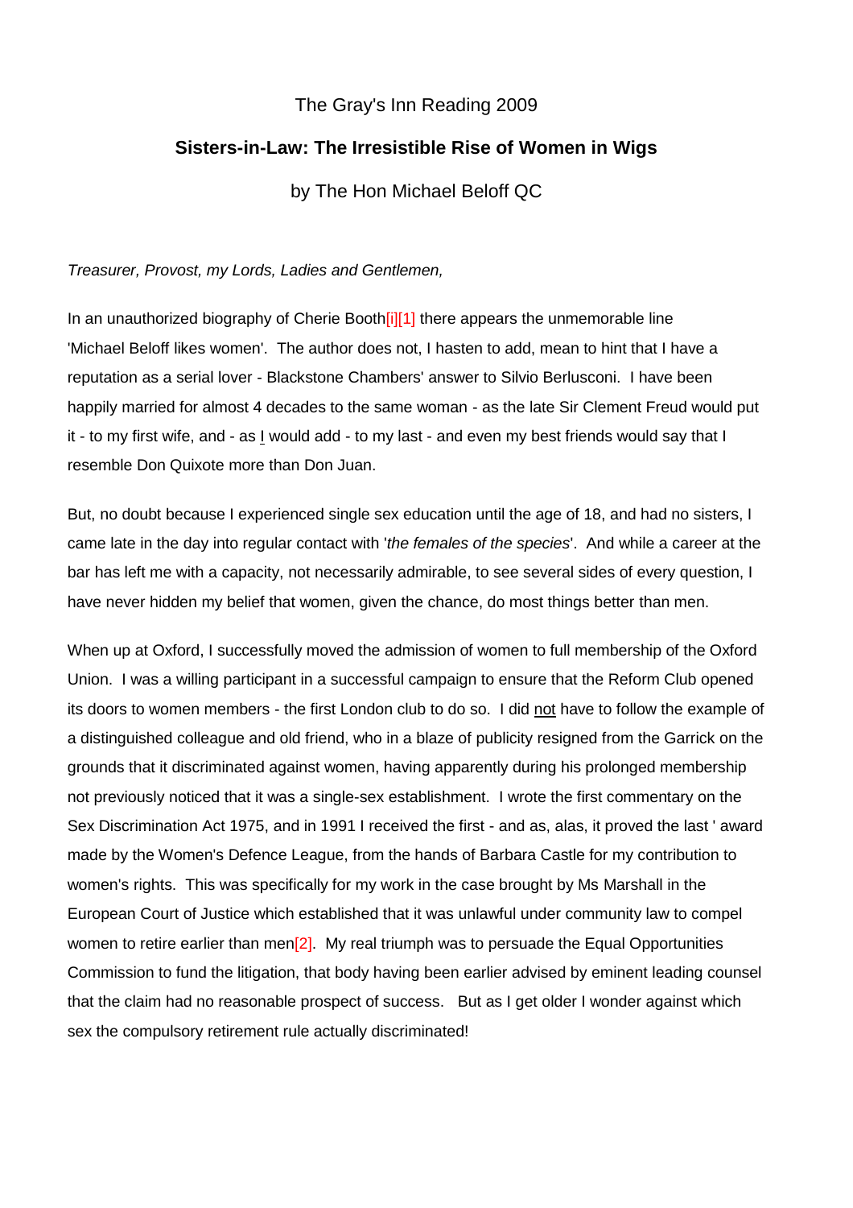The Gray's Inn Reading 2009

# Sisters-in-Law: The Irresistible Rise of Women in Wigs

by The Hon Michael Beloff QC

*Treasurer, Provost, my Lords, Ladies and Gentlemen,*

In an unauthorized biography of Cherie Booth[i][1] there appears the unmemorable line 'Michael Beloff likes women'. The author does not, I hasten to add, mean to hint that I have a reputation as a serial lover - Blackstone Chambers' answer to Silvio Berlusconi. I have been happily married for almost 4 decades to the same woman - as the late Sir Clement Freud would put it - to my first wife, and - as I would add - to my last - and even my best friends would say that I resemble Don Quixote more than Don Juan.

But, no doubt because I experienced single sex education until the age of 18, and had no sisters, I came late in the day into regular contact with '*the females of the species*'. And while a career at the bar has left me with a capacity, not necessarily admirable, to see several sides of every question, I have never hidden my belief that women, given the chance, do most things better than men.

When up at Oxford, I successfully moved the admission of women to full membership of the Oxford Union. I was a willing participant in a successful campaign to ensure that the Reform Club opened its doors to women members - the first London club to do so. I did not have to follow the example of a distinguished colleague and old friend, who in a blaze of publicity resigned from the Garrick on the grounds that it discriminated against women, having apparently during his prolonged membership not previously noticed that it was a single-sex establishment. I wrote the first commentary on the Sex Discrimination Act 1975, and in 1991 I received the first - and as, alas, it proved the last ' award made by the Women's Defence League, from the hands of Barbara Castle for my contribution to women's rights. This was specifically for my work in the case brought by Ms Marshall in the European Court of Justice which established that it was unlawful under community law to compel women to retire earlier than men[2]. My real triumph was to persuade the Equal Opportunities Commission to fund the litigation, that body having been earlier advised by eminent leading counsel that the claim had no reasonable prospect of success. But as I get older I wonder against which sex the compulsory retirement rule actually discriminated!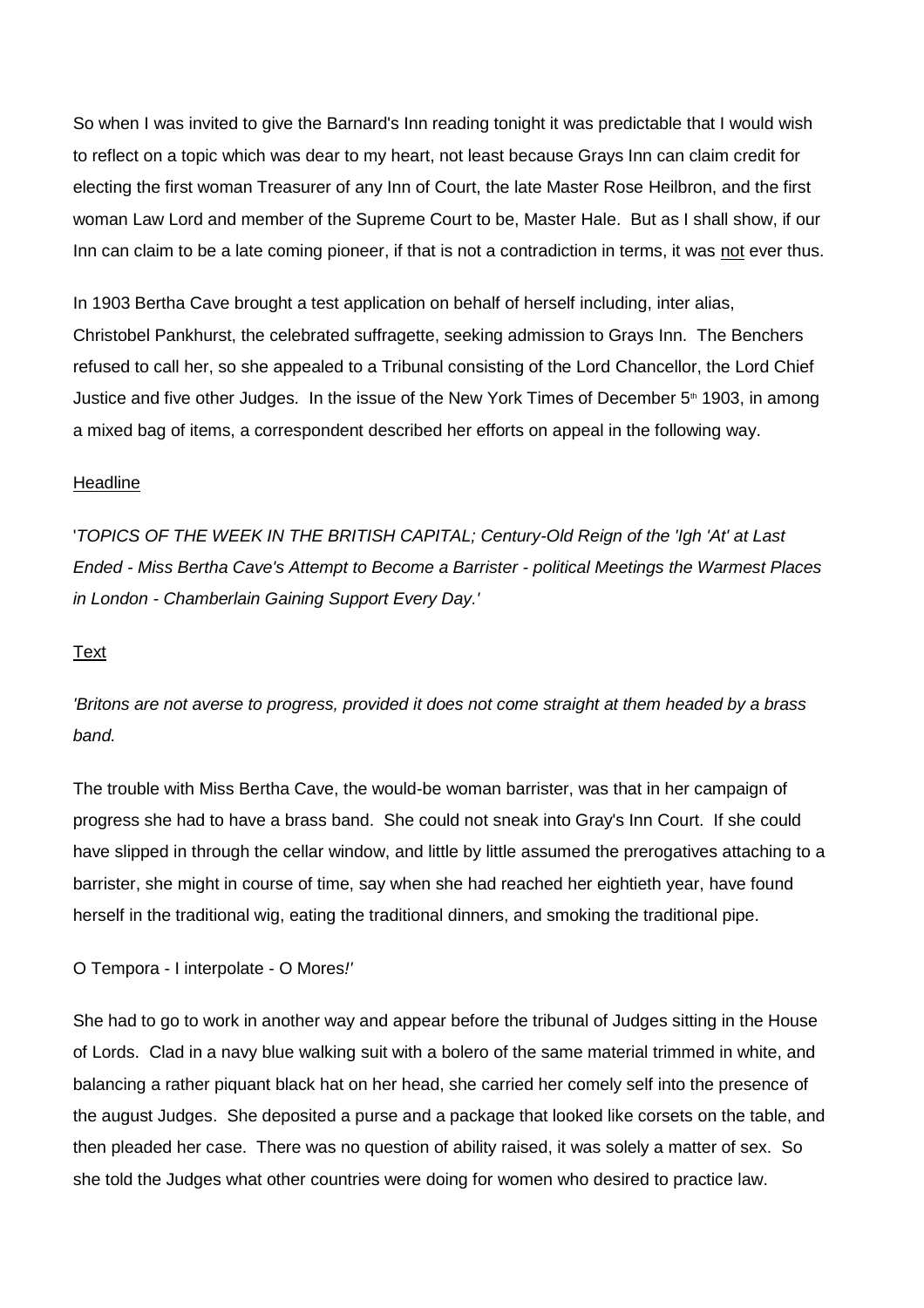So when I was invited to give the Barnard's Inn reading tonight it was predictable that I would wish to reflect on a topic which was dear to my heart, not least because Grays Inn can claim credit for electing the first woman Treasurer of any Inn of Court, the late Master Rose Heilbron, and the first woman Law Lord and member of the Supreme Court to be, Master Hale. But as I shall show, if our Inn can claim to be a late coming pioneer, if that is not a contradiction in terms, it was <u>not</u> ever thus.

In 1903 Bertha Cave brought a test application on behalf of herself including, inter alias, Christobel Pankhurst, the celebrated suffragette, seeking admission to Grays Inn. The Benchers refused to call her, so she appealed to a Tribunal consisting of the Lord Chancellor, the Lord Chief Justice and five other Judges. In the issue of the New York Times of December 5th 1903, in among a mixed bag of items, a correspondent described her efforts on appeal in the following way.

<u>Headline</u>

'*TOPICS OF THE WEEK IN THE BRITISH CAPITAL; Century-Old Reign of the 'Igh 'At' at Last Ended - Miss Bertha Cave's Attempt to Become a Barrister - political Meetings the Warmest Places in London - Chamberlain Gaining Support Every Day.'*

<u>Text</u>

*'Britons are not averse to progress, provided it does not come straight at them headed by a brass band.*

The trouble with Miss Bertha Cave, the would-be woman barrister, was that in her campaign of progress she had to have a brass band. She could not sneak into Gray's Inn Court. If she could have slipped in through the cellar window, and little by little assumed the prerogatives attaching to a barrister, she might in course of time, say when she had reached her eightieth year, have found herself in the traditional wig, eating the traditional dinners, and smoking the traditional pipe.

O Tempora - I interpolate - O Mores*!'*

She had to go to work in another way and appear before the tribunal of Judges sitting in the House of Lords. Clad in a navy blue walking suit with a bolero of the same material trimmed in white, and balancing a rather piquant black hat on her head, she carried her comely self into the presence of the august Judges. She deposited a purse and a package that looked like corsets on the table, and then pleaded her case. There was no question of ability raised, it was solely a matter of sex. So she told the Judges what other countries were doing for women who desired to practice law.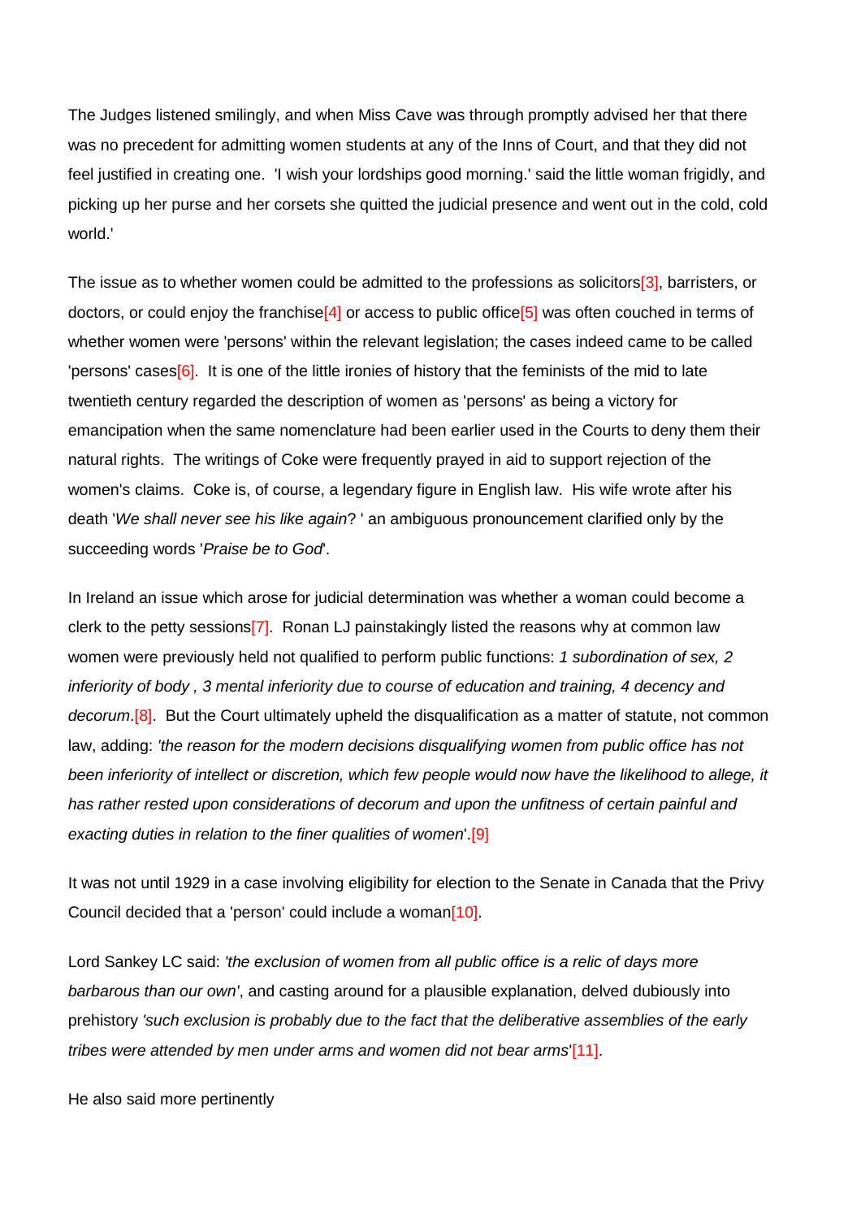The Judges listened smilingly, and when Miss Cave was through promptly advised her that there was no precedent for admitting women students at any of the Inns of Court, and that they did not feel justified in creating one. 'I wish your lordships good morning.' said the little woman frigidly, and picking up her purse and her corsets she quitted the judicial presence and went out in the cold, cold world.'

The issue as to whether women could be admitted to the professions as solicitors[3], barristers, or doctors, or could enjoy the franchise[4] or access to public office[5] was often couched in terms of whether women were 'persons' within the relevant legislation; the cases indeed came to be called 'persons' cases[6]. It is one of the little ironies of history that the feminists of the mid to late twentieth century regarded the description of women as 'persons' as being a victory for emancipation when the same nomenclature had been earlier used in the Courts to deny them their natural rights. The writings of Coke were frequently prayed in aid to support rejection of the women's claims. Coke is, of course, a legendary figure in English law. His wife wrote after his death '*We shall never see his like again*? ' an ambiguous pronouncement clarified only by the succeeding words '*Praise be to God*'.

In Ireland an issue which arose for judicial determination was whether a woman could become a clerk to the petty sessions[7]. Ronan LJ painstakingly listed the reasons why at common law women were previously held not qualified to perform public functions: *1 subordination of sex, 2 inferiority of body , 3 mental inferiority due to course of education and training, 4 decency and decorum*.[8]. But the Court ultimately upheld the disqualification as a matter of statute, not common law, adding: *'the reason for the modern decisions disqualifying women from public office has not been inferiority of intellect or discretion, which few people would now have the likelihood to allege, it has rather rested upon considerations of decorum and upon the unfitness of certain painful and exacting duties in relation to the finer qualities of women*'.[9]

It was not until 1929 in a case involving eligibility for election to the Senate in Canada that the Privy Council decided that a 'person' could include a woman[10].

Lord Sankey LC said: *'the exclusion of women from all public office is a relic of days more barbarous than our own'*, and casting around for a plausible explanation, delved dubiously into prehistory *'such exclusion is probably due to the fact that the deliberative assemblies of the early tribes were attended by men under arms and women did not bear arms*'[11].

He also said more pertinently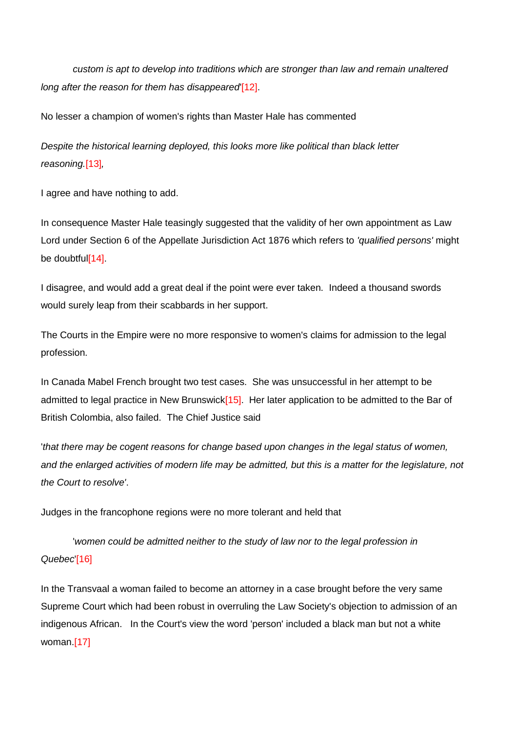*custom is apt to develop into traditions which are stronger than law and remain unaltered long after the reason for them has disappeared*'[12].

No lesser a champion of women's rights than Master Hale has commented

*Despite the historical learning deployed, this looks more like political than black letter reasoning.*[13],

I agree and have nothing to add.

In consequence Master Hale teasingly suggested that the validity of her own appointment as Law Lord under Section 6 of the Appellate Jurisdiction Act 1876 which refers to *'qualified persons'* might be doubtful[14].

I disagree, and would add a great deal if the point were ever taken. Indeed a thousand swords would surely leap from their scabbards in her support.

The Courts in the Empire were no more responsive to women's claims for admission to the legal profession.

In Canada Mabel French brought two test cases. She was unsuccessful in her attempt to be admitted to legal practice in New Brunswick[15]. Her later application to be admitted to the Bar of British Colombia, also failed. The Chief Justice said

'*that there may be cogent reasons for change based upon changes in the legal status of women, and the enlarged activities of modern life may be admitted, but this is a matter for the legislature, not the Court to resolve*'.

Judges in the francophone regions were no more tolerant and held that

'*women could be admitted neither to the study of law nor to the legal profession in Quebec*'[16]

In the Transvaal a woman failed to become an attorney in a case brought before the very same Supreme Court which had been robust in overruling the Law Society's objection to admission of an indigenous African. In the Court's view the word 'person' included a black man but not a white woman.[17]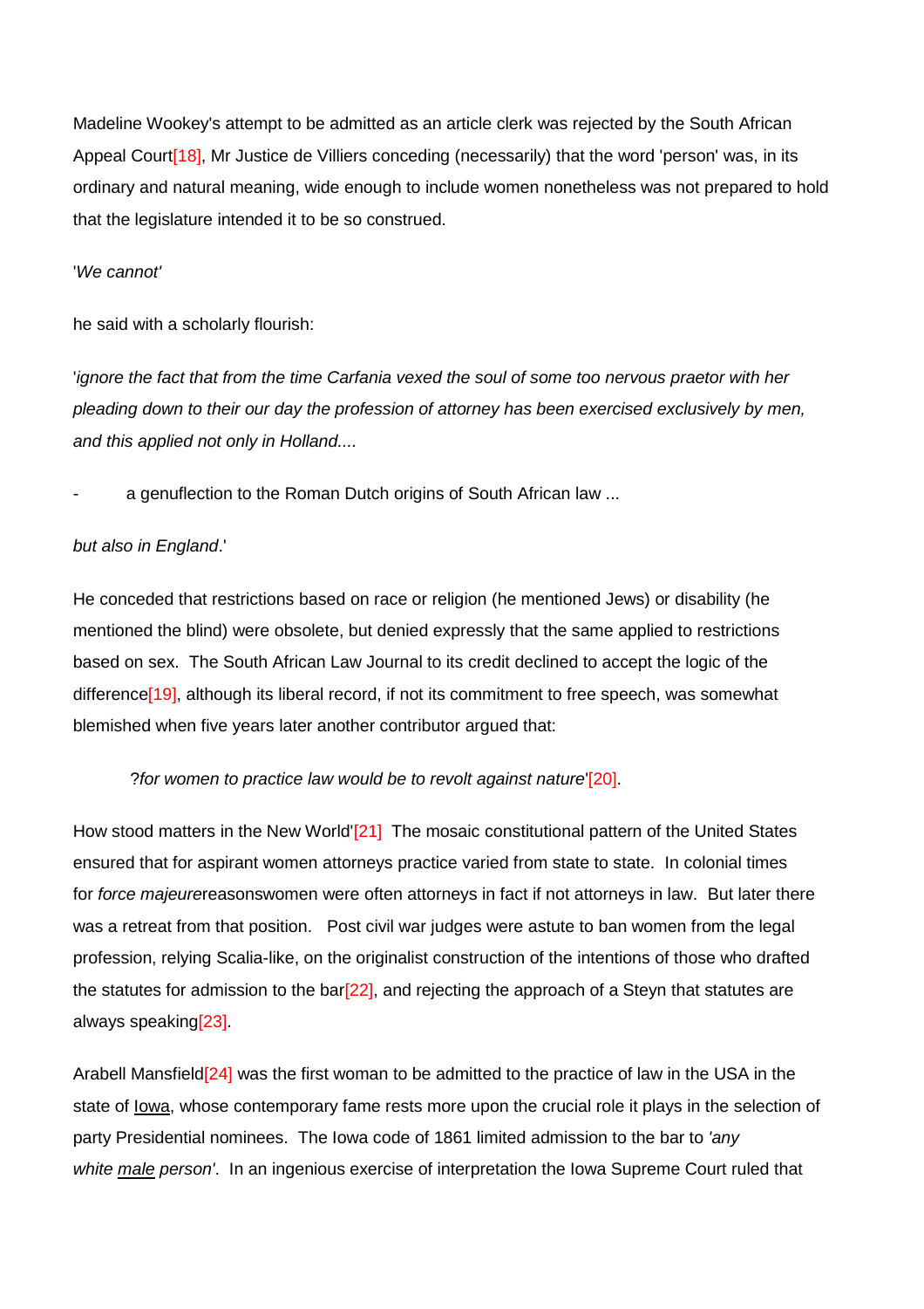Madeline Wookey's attempt to be admitted as an article clerk was rejected by the South African Appeal Court[18], Mr Justice de Villiers conceding (necessarily) that the word 'person' was, in its ordinary and natural meaning, wide enough to include women nonetheless was not prepared to hold that the legislature intended it to be so construed.

'*We cannot*'

he said with a scholarly flourish:

'*ignore the fact that from the time Carfania vexed the soul of some too nervous praetor with her pleading down to their our day the profession of attorney has been exercised exclusively by men, and this applied not only in Holland....*

- a genuflection to the Roman Dutch origins of South African law ...

*but also in England*.'

He conceded that restrictions based on race or religion (he mentioned Jews) or disability (he mentioned the blind) were obsolete, but denied expressly that the same applied to restrictions based on sex. The South African Law Journal to its credit declined to accept the logic of the difference[19], although its liberal record, if not its commitment to free speech, was somewhat blemished when five years later another contributor argued that:

> ?*for women to practice law would be to revolt against nature*'[20].

How stood matters in the New World'[21] The mosaic constitutional pattern of the United States ensured that for aspirant women attorneys practice varied from state to state. In colonial times for *force majeure*reasonswomen were often attorneys in fact if not attorneys in law. But later there was a retreat from that position. Post civil war judges were astute to ban women from the legal profession, relying Scalia-like, on the originalist construction of the intentions of those who drafted the statutes for admission to the bar[22], and rejecting the approach of a Steyn that statutes are always speaking[23].

Arabell Mansfield[24] was the first woman to be admitted to the practice of law in the USA in the state of Iowa, whose contemporary fame rests more upon the crucial role it plays in the selection of party Presidential nominees. The Iowa code of 1861 limited admission to the bar to *'any white male person'*. In an ingenious exercise of interpretation the Iowa Supreme Court ruled that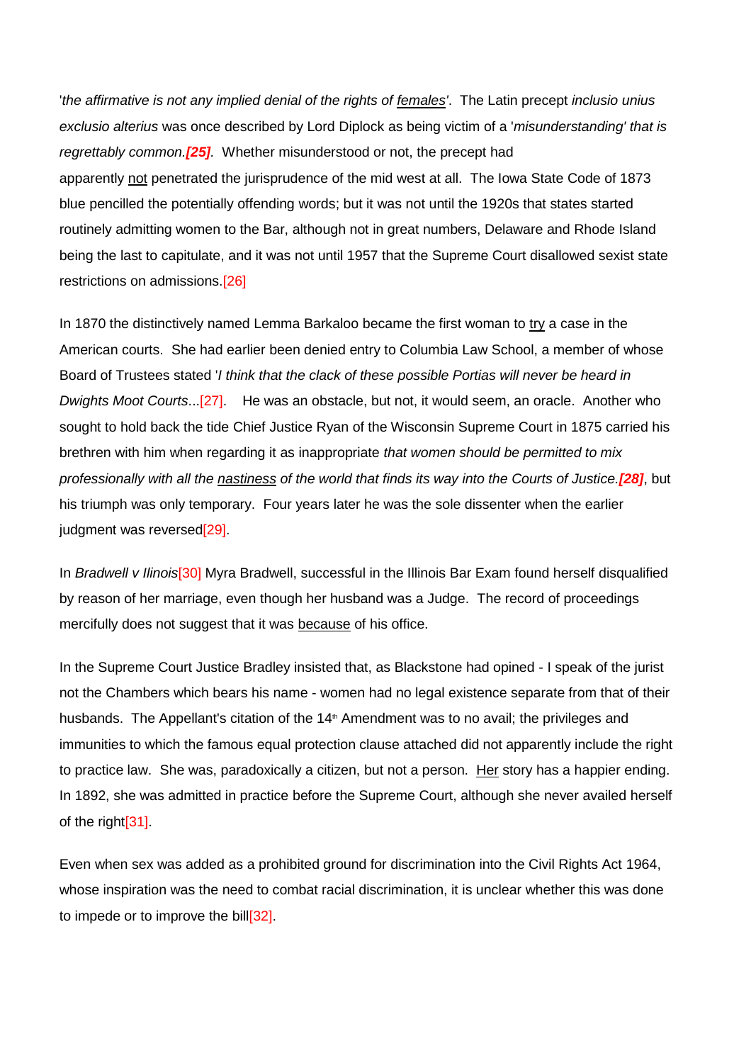'*the affirmative is not any implied denial of the rights of females*'. The Latin precept *inclusio unius exclusio alterius* was once described by Lord Diplock as being victim of a '*misunderstanding' that is regrettably common.****[25]***. Whether misunderstood or not, the precept had apparently not penetrated the jurisprudence of the mid west at all. The Iowa State Code of 1873 blue pencilled the potentially offending words; but it was not until the 1920s that states started routinely admitting women to the Bar, although not in great numbers, Delaware and Rhode Island being the last to capitulate, and it was not until 1957 that the Supreme Court disallowed sexist state restrictions on admissions.[26]

In 1870 the distinctively named Lemma Barkaloo became the first woman to try a case in the American courts. She had earlier been denied entry to Columbia Law School, a member of whose Board of Trustees stated '*I think that the clack of these possible Portias will never be heard in Dwights Moot Courts*...[27]. He was an obstacle, but not, it would seem, an oracle. Another who sought to hold back the tide Chief Justice Ryan of the Wisconsin Supreme Court in 1875 carried his brethren with him when regarding it as inappropriate *that women should be permitted to mix professionally with all the nastiness of the world that finds its way into the Courts of Justice.****[28]***, but his triumph was only temporary. Four years later he was the sole dissenter when the earlier judgment was reversed[29].

In *Bradwell v Ilinois*[30] Myra Bradwell, successful in the Illinois Bar Exam found herself disqualified by reason of her marriage, even though her husband was a Judge. The record of proceedings mercifully does not suggest that it was because of his office.

In the Supreme Court Justice Bradley insisted that, as Blackstone had opined - I speak of the jurist not the Chambers which bears his name - women had no legal existence separate from that of their husbands. The Appellant's citation of the 14th Amendment was to no avail; the privileges and immunities to which the famous equal protection clause attached did not apparently include the right to practice law. She was, paradoxically a citizen, but not a person. Her story has a happier ending. In 1892, she was admitted in practice before the Supreme Court, although she never availed herself of the right[31].

Even when sex was added as a prohibited ground for discrimination into the Civil Rights Act 1964, whose inspiration was the need to combat racial discrimination, it is unclear whether this was done to impede or to improve the bill[32].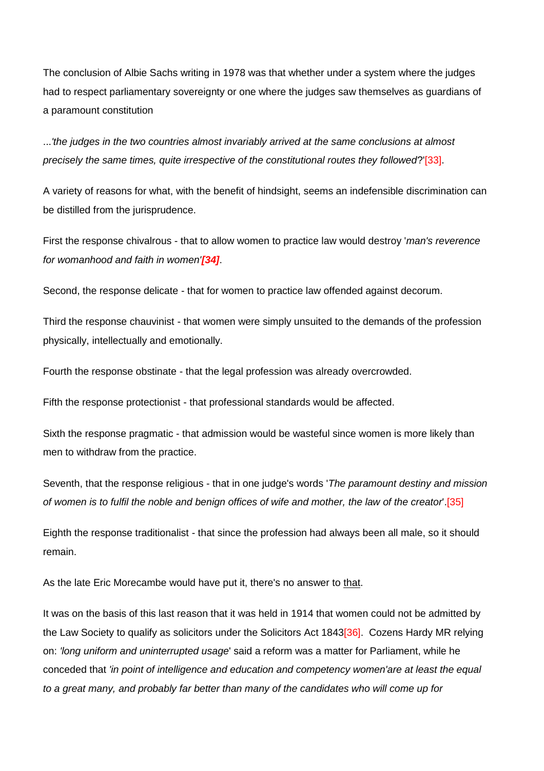The conclusion of Albie Sachs writing in 1978 was that whether under a system where the judges had to respect parliamentary sovereignty or one where the judges saw themselves as guardians of a paramount constitution

...*'the judges in the two countries almost invariably arrived at the same conclusions at almost precisely the same times, quite irrespective of the constitutional routes they followed*?'[33].

A variety of reasons for what, with the benefit of hindsight, seems an indefensible discrimination can be distilled from the jurisprudence.

First the response chivalrous - that to allow women to practice law would destroy '*man's reverence for womanhood and faith in women*'***[34]***.

Second, the response delicate - that for women to practice law offended against decorum.

Third the response chauvinist - that women were simply unsuited to the demands of the profession physically, intellectually and emotionally.

Fourth the response obstinate - that the legal profession was already overcrowded.

Fifth the response protectionist - that professional standards would be affected.

Sixth the response pragmatic - that admission would be wasteful since women is more likely than men to withdraw from the practice.

Seventh, that the response religious - that in one judge's words '*The paramount destiny and mission of women is to fulfil the noble and benign offices of wife and mother, the law of the creator*'.[35]

Eighth the response traditionalist - that since the profession had always been all male, so it should remain.

As the late Eric Morecambe would have put it, there's no answer to that.

It was on the basis of this last reason that it was held in 1914 that women could not be admitted by the Law Society to qualify as solicitors under the Solicitors Act 1843[36]. Cozens Hardy MR relying on: *'long uniform and uninterrupted usage*' said a reform was a matter for Parliament, while he conceded that *'in point of intelligence and education and competency women'are at least the equal to a great many, and probably far better than many of the candidates who will come up for*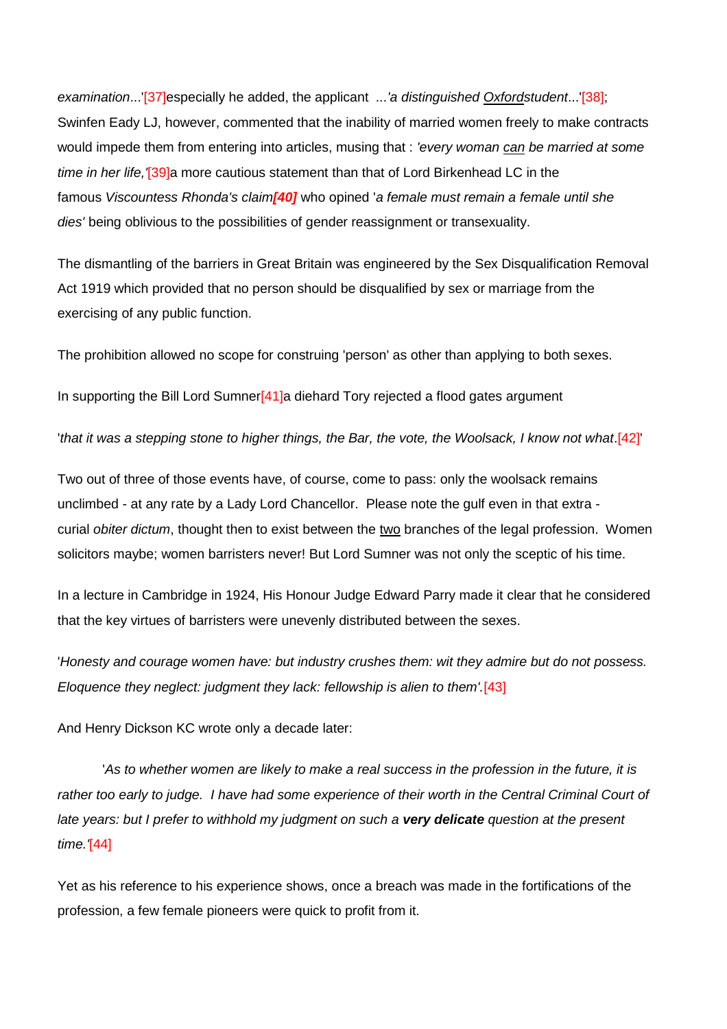*examination*...'[37]especially he added, the applicant *...'a distinguished Oxfordstudent*...'[38]; Swinfen Eady LJ, however, commented that the inability of married women freely to make contracts would impede them from entering into articles, musing that : *'every woman can be married at some time in her life,'*[39]a more cautious statement than that of Lord Birkenhead LC in the famous *Viscountess Rhonda's claim**[40]*** who opined '*a female must remain a female until she dies'* being oblivious to the possibilities of gender reassignment or transexuality.

The dismantling of the barriers in Great Britain was engineered by the Sex Disqualification Removal Act 1919 which provided that no person should be disqualified by sex or marriage from the exercising of any public function.

The prohibition allowed no scope for construing 'person' as other than applying to both sexes.

In supporting the Bill Lord Sumner[41]a diehard Tory rejected a flood gates argument

'*that it was a stepping stone to higher things, the Bar, the vote, the Woolsack, I know not what*.[42]'

Two out of three of those events have, of course, come to pass: only the woolsack remains unclimbed - at any rate by a Lady Lord Chancellor. Please note the gulf even in that extra - curial *obiter dictum*, thought then to exist between the two branches of the legal profession. Women solicitors maybe; women barristers never! But Lord Sumner was not only the sceptic of his time.

In a lecture in Cambridge in 1924, His Honour Judge Edward Parry made it clear that he considered that the key virtues of barristers were unevenly distributed between the sexes.

'*Honesty and courage women have: but industry crushes them: wit they admire but do not possess. Eloquence they neglect: judgment they lack: fellowship is alien to them'.*[43]

And Henry Dickson KC wrote only a decade later:

'*As to whether women are likely to make a real success in the profession in the future, it is rather too early to judge. I have had some experience of their worth in the Central Criminal Court of late years: but I prefer to withhold my judgment on such a **very delicate** question at the present time.'*[44]

Yet as his reference to his experience shows, once a breach was made in the fortifications of the profession, a few female pioneers were quick to profit from it.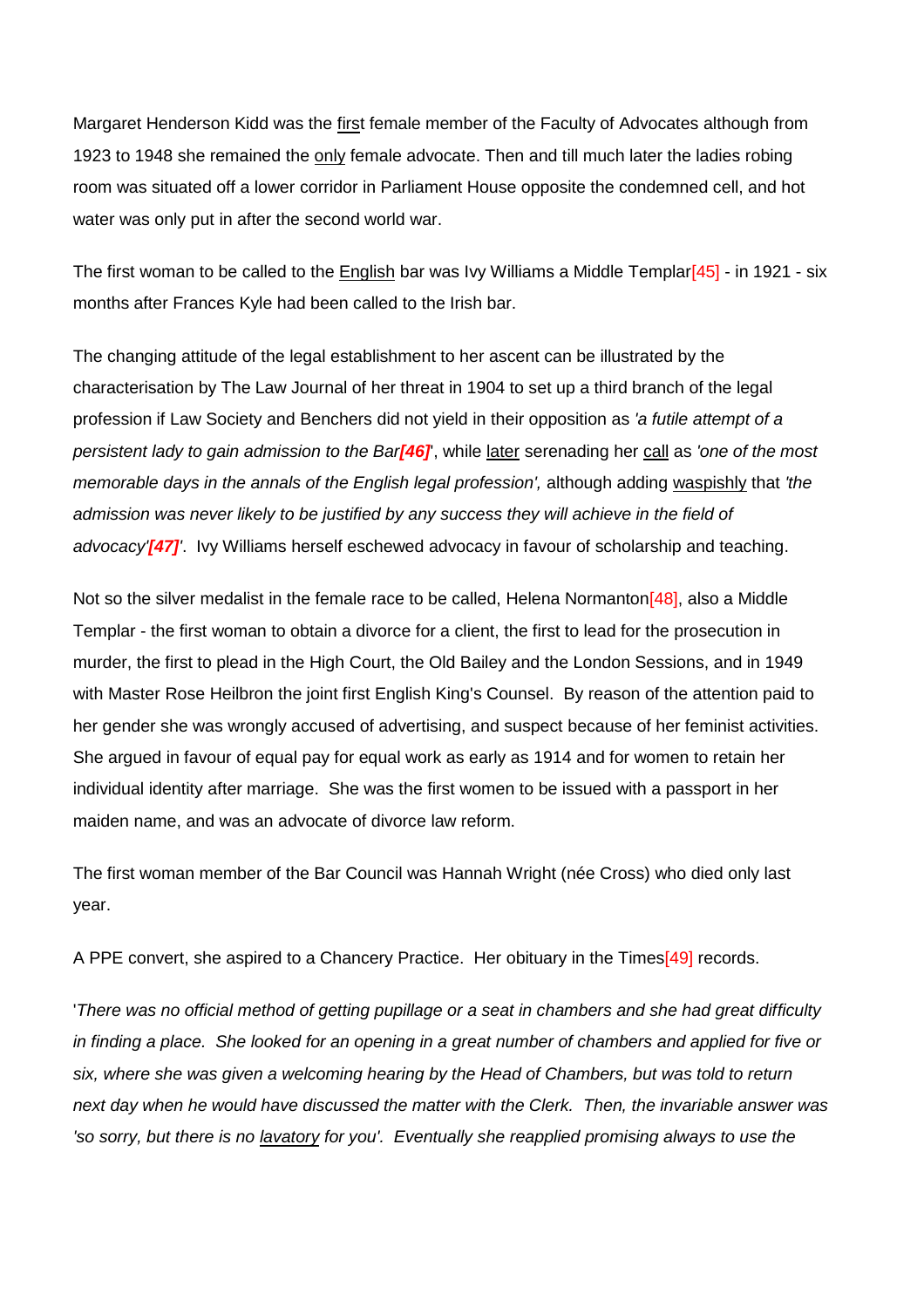Margaret Henderson Kidd was the first female member of the Faculty of Advocates although from 1923 to 1948 she remained the only female advocate. Then and till much later the ladies robing room was situated off a lower corridor in Parliament House opposite the condemned cell, and hot water was only put in after the second world war.

The first woman to be called to the English bar was Ivy Williams a Middle Templar[45] - in 1921 - six months after Frances Kyle had been called to the Irish bar.

The changing attitude of the legal establishment to her ascent can be illustrated by the characterisation by The Law Journal of her threat in 1904 to set up a third branch of the legal profession if Law Society and Benchers did not yield in their opposition as *'a futile attempt of a persistent lady to gain admission to the Bar[46]'*, while later serenading her call as *'one of the most memorable days in the annals of the English legal profession',* although adding waspishly that *'the admission was never likely to be justified by any success they will achieve in the field of advocacy'[47]'*. Ivy Williams herself eschewed advocacy in favour of scholarship and teaching.

Not so the silver medalist in the female race to be called, Helena Normanton[48], also a Middle Templar - the first woman to obtain a divorce for a client, the first to lead for the prosecution in murder, the first to plead in the High Court, the Old Bailey and the London Sessions, and in 1949 with Master Rose Heilbron the joint first English King's Counsel. By reason of the attention paid to her gender she was wrongly accused of advertising, and suspect because of her feminist activities. She argued in favour of equal pay for equal work as early as 1914 and for women to retain her individual identity after marriage. She was the first women to be issued with a passport in her maiden name, and was an advocate of divorce law reform.

The first woman member of the Bar Council was Hannah Wright (née Cross) who died only last year.

A PPE convert, she aspired to a Chancery Practice. Her obituary in the Times[49] records.

'*There was no official method of getting pupillage or a seat in chambers and she had great difficulty in finding a place. She looked for an opening in a great number of chambers and applied for five or six, where she was given a welcoming hearing by the Head of Chambers, but was told to return next day when he would have discussed the matter with the Clerk. Then, the invariable answer was 'so sorry, but there is no lavatory for you'. Eventually she reapplied promising always to use the*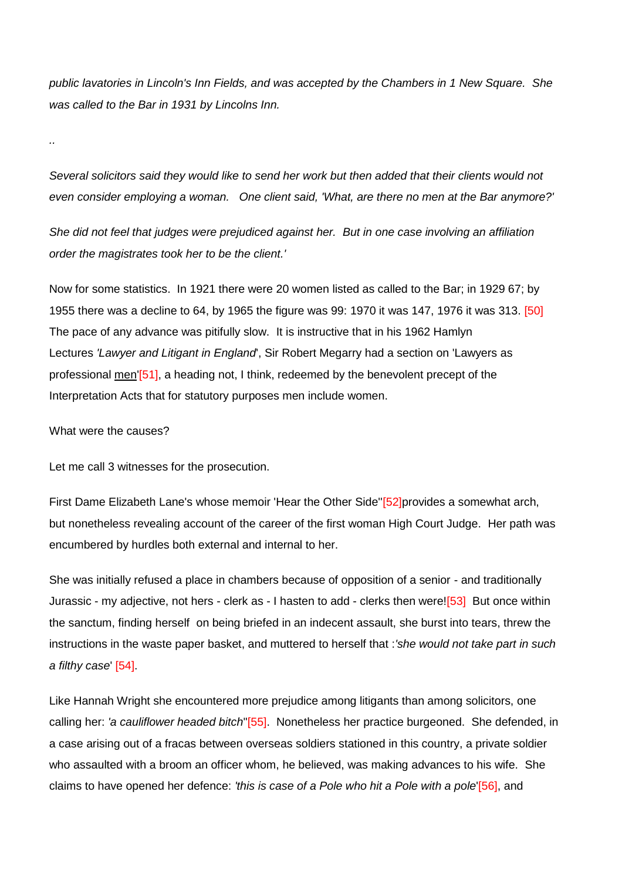*public lavatories in Lincoln's Inn Fields, and was accepted by the Chambers in 1 New Square. She was called to the Bar in 1931 by Lincolns Inn.*

*..*

*Several solicitors said they would like to send her work but then added that their clients would not even consider employing a woman. One client said, 'What, are there no men at the Bar anymore?'*

*She did not feel that judges were prejudiced against her. But in one case involving an affiliation order the magistrates took her to be the client.'*

Now for some statistics. In 1921 there were 20 women listed as called to the Bar; in 1929 67; by 1955 there was a decline to 64, by 1965 the figure was 99: 1970 it was 147, 1976 it was 313. [50] The pace of any advance was pitifully slow. It is instructive that in his 1962 Hamlyn Lectures *'Lawyer and Litigant in England*', Sir Robert Megarry had a section on 'Lawyers as professional men'[51], a heading not, I think, redeemed by the benevolent precept of the Interpretation Acts that for statutory purposes men include women.

What were the causes?

Let me call 3 witnesses for the prosecution.

First Dame Elizabeth Lane's whose memoir 'Hear the Other Side''[52]provides a somewhat arch, but nonetheless revealing account of the career of the first woman High Court Judge. Her path was encumbered by hurdles both external and internal to her.

She was initially refused a place in chambers because of opposition of a senior - and traditionally Jurassic - my adjective, not hers - clerk as - I hasten to add - clerks then were![53] But once within the sanctum, finding herself on being briefed in an indecent assault, she burst into tears, threw the instructions in the waste paper basket, and muttered to herself that :*'she would not take part in such a filthy case*' [54].

Like Hannah Wright she encountered more prejudice among litigants than among solicitors, one calling her: *'a cauliflower headed bitch*''[55]. Nonetheless her practice burgeoned. She defended, in a case arising out of a fracas between overseas soldiers stationed in this country, a private soldier who assaulted with a broom an officer whom, he believed, was making advances to his wife. She claims to have opened her defence: *'this is case of a Pole who hit a Pole with a pole*'[56], and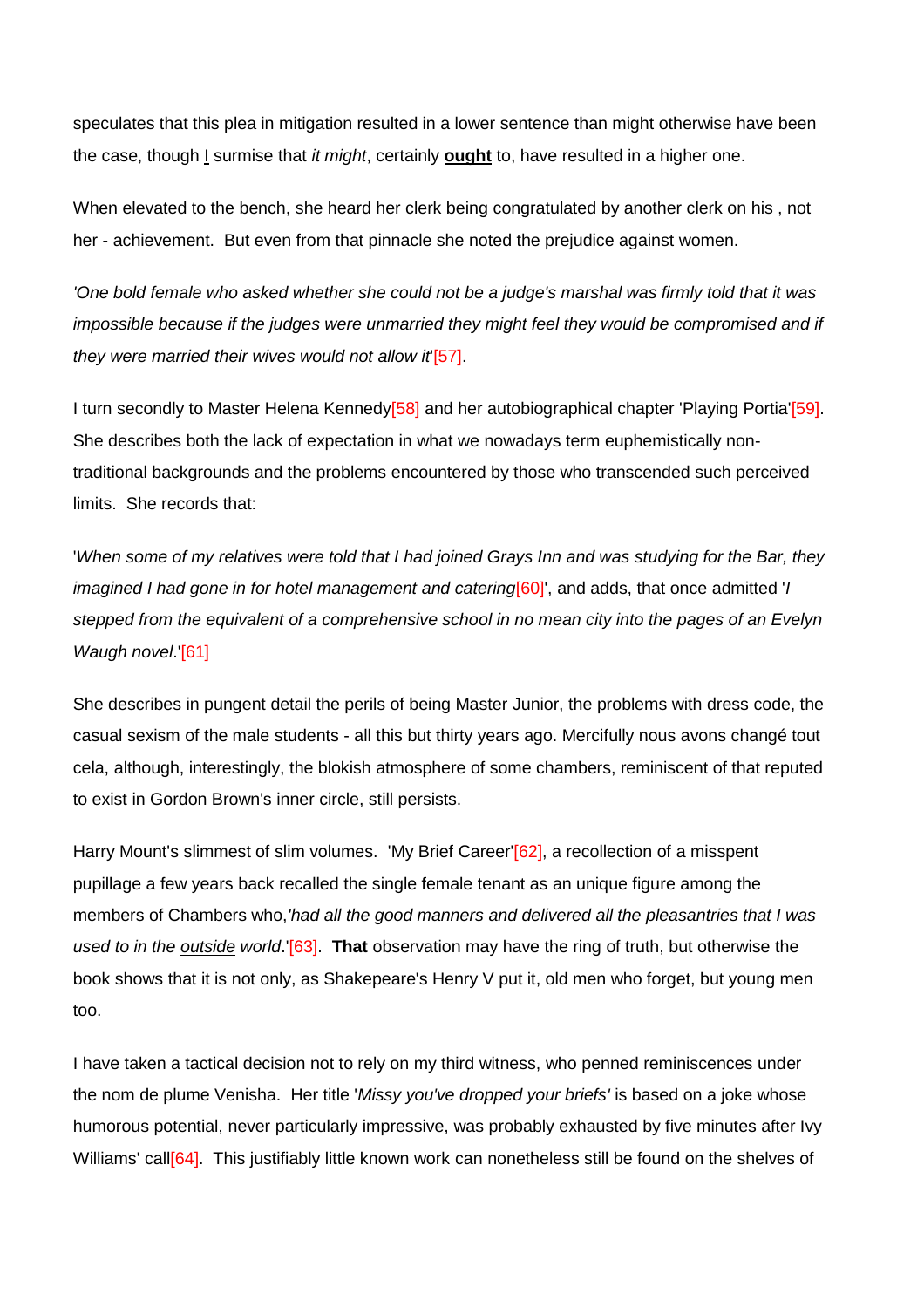speculates that this plea in mitigation resulted in a lower sentence than might otherwise have been the case, though I surmise that *it might*, certainly **ought** to, have resulted in a higher one.

When elevated to the bench, she heard her clerk being congratulated by another clerk on his , not her - achievement. But even from that pinnacle she noted the prejudice against women.

*'One bold female who asked whether she could not be a judge's marshal was firmly told that it was impossible because if the judges were unmarried they might feel they would be compromised and if they were married their wives would not allow it'*[57].

I turn secondly to Master Helena Kennedy[58] and her autobiographical chapter 'Playing Portia'[59]. She describes both the lack of expectation in what we nowadays term euphemistically non-traditional backgrounds and the problems encountered by those who transcended such perceived limits. She records that:

'*When some of my relatives were told that I had joined Grays Inn and was studying for the Bar, they imagined I had gone in for hotel management and catering*[60]', and adds, that once admitted '*I stepped from the equivalent of a comprehensive school in no mean city into the pages of an Evelyn Waugh novel*.'[61]

She describes in pungent detail the perils of being Master Junior, the problems with dress code, the casual sexism of the male students - all this but thirty years ago. Mercifully nous avons changé tout cela, although, interestingly, the blokish atmosphere of some chambers, reminiscent of that reputed to exist in Gordon Brown's inner circle, still persists.

Harry Mount's slimmest of slim volumes. 'My Brief Career'[62], a recollection of a misspent pupillage a few years back recalled the single female tenant as an unique figure among the members of Chambers who,*'had all the good manners and delivered all the pleasantries that I was used to in the outside world*.'[63]. **That** observation may have the ring of truth, but otherwise the book shows that it is not only, as Shakepeare's Henry V put it, old men who forget, but young men too.

I have taken a tactical decision not to rely on my third witness, who penned reminiscences under the nom de plume Venisha. Her title '*Missy you've dropped your briefs'* is based on a joke whose humorous potential, never particularly impressive, was probably exhausted by five minutes after Ivy Williams' call[64]. This justifiably little known work can nonetheless still be found on the shelves of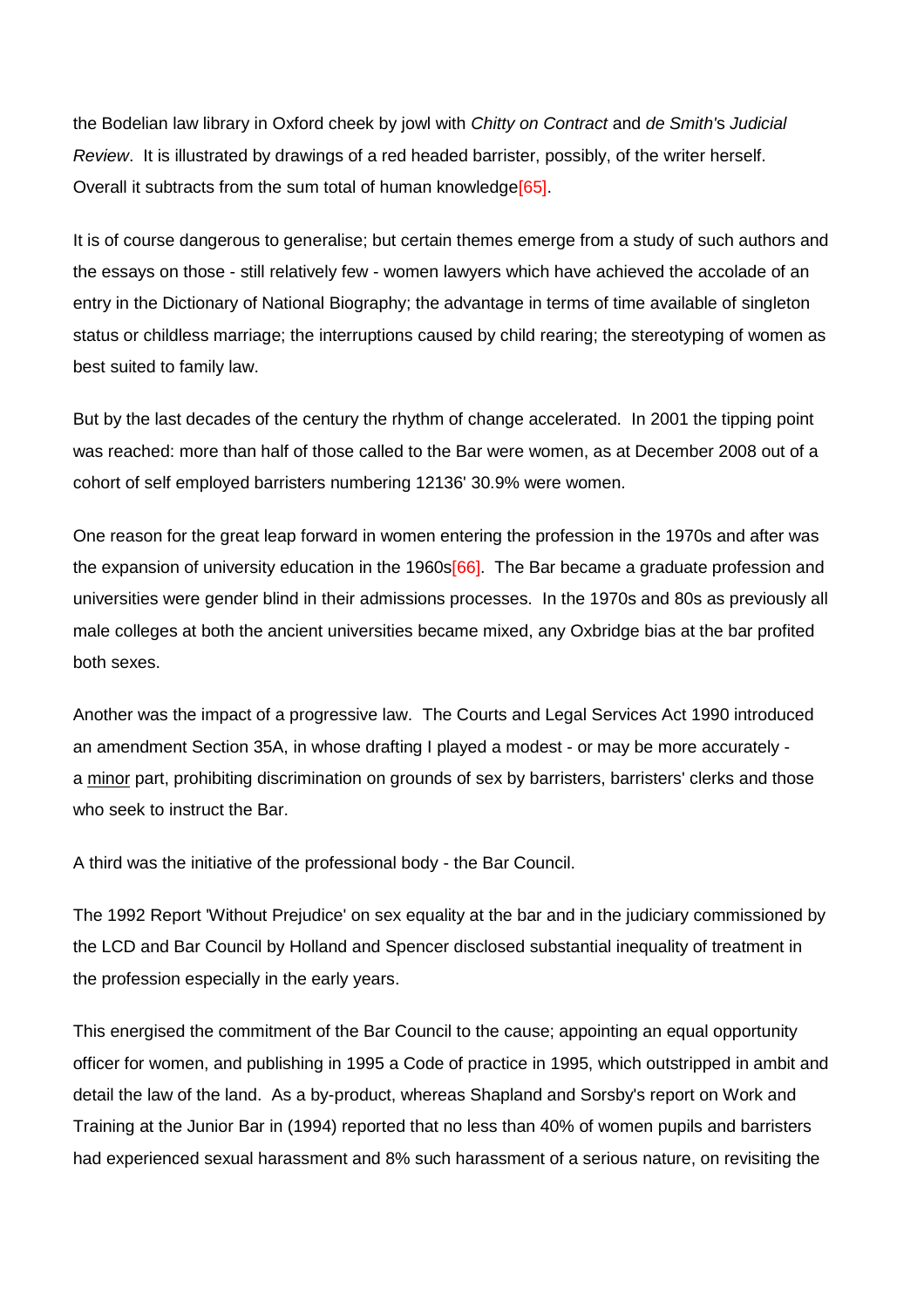the Bodelian law library in Oxford cheek by jowl with *Chitty on Contract* and *de Smith's Judicial Review*. It is illustrated by drawings of a red headed barrister, possibly, of the writer herself. Overall it subtracts from the sum total of human knowledge[65].

It is of course dangerous to generalise; but certain themes emerge from a study of such authors and the essays on those - still relatively few - women lawyers which have achieved the accolade of an entry in the Dictionary of National Biography; the advantage in terms of time available of singleton status or childless marriage; the interruptions caused by child rearing; the stereotyping of women as best suited to family law.

But by the last decades of the century the rhythm of change accelerated. In 2001 the tipping point was reached: more than half of those called to the Bar were women, as at December 2008 out of a cohort of self employed barristers numbering 12136' 30.9% were women.

One reason for the great leap forward in women entering the profession in the 1970s and after was the expansion of university education in the 1960s[66]. The Bar became a graduate profession and universities were gender blind in their admissions processes. In the 1970s and 80s as previously all male colleges at both the ancient universities became mixed, any Oxbridge bias at the bar profited both sexes.

Another was the impact of a progressive law. The Courts and Legal Services Act 1990 introduced an amendment Section 35A, in whose drafting I played a modest - or may be more accurately - a <u>minor</u> part, prohibiting discrimination on grounds of sex by barristers, barristers' clerks and those who seek to instruct the Bar.

A third was the initiative of the professional body - the Bar Council.

The 1992 Report 'Without Prejudice' on sex equality at the bar and in the judiciary commissioned by the LCD and Bar Council by Holland and Spencer disclosed substantial inequality of treatment in the profession especially in the early years.

This energised the commitment of the Bar Council to the cause; appointing an equal opportunity officer for women, and publishing in 1995 a Code of practice in 1995, which outstripped in ambit and detail the law of the land. As a by-product, whereas Shapland and Sorsby's report on Work and Training at the Junior Bar in (1994) reported that no less than 40% of women pupils and barristers had experienced sexual harassment and 8% such harassment of a serious nature, on revisiting the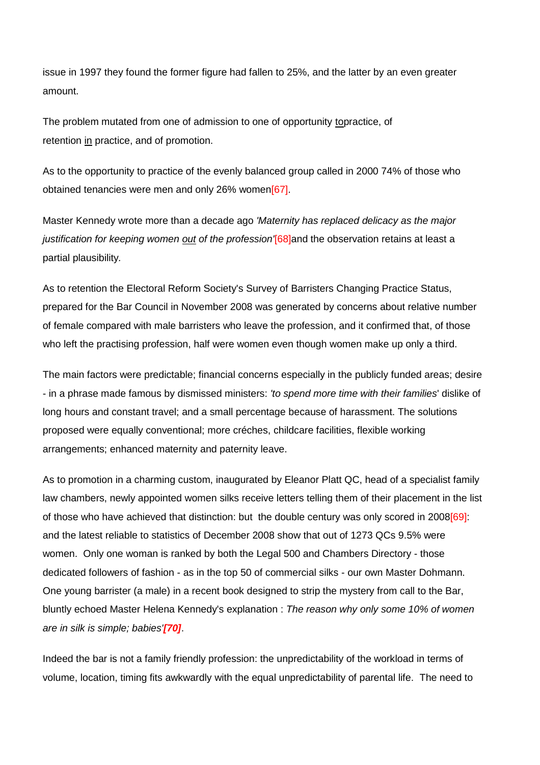issue in 1997 they found the former figure had fallen to 25%, and the latter by an even greater amount.

The problem mutated from one of admission to one of opportunity <u>to</u>practice, of retention <u>in</u> practice, and of promotion.

As to the opportunity to practice of the evenly balanced group called in 2000 74% of those who obtained tenancies were men and only 26% women[67].

Master Kennedy wrote more than a decade ago *'Maternity has replaced delicacy as the major justification for keeping women <u>out</u> of the profession'*[68]and the observation retains at least a partial plausibility.

As to retention the Electoral Reform Society's Survey of Barristers Changing Practice Status, prepared for the Bar Council in November 2008 was generated by concerns about relative number of female compared with male barristers who leave the profession, and it confirmed that, of those who left the practising profession, half were women even though women make up only a third.

The main factors were predictable; financial concerns especially in the publicly funded areas; desire - in a phrase made famous by dismissed ministers: *'to spend more time with their families*' dislike of long hours and constant travel; and a small percentage because of harassment. The solutions proposed were equally conventional; more créches, childcare facilities, flexible working arrangements; enhanced maternity and paternity leave.

As to promotion in a charming custom, inaugurated by Eleanor Platt QC, head of a specialist family law chambers, newly appointed women silks receive letters telling them of their placement in the list of those who have achieved that distinction: but the double century was only scored in 2008[69]: and the latest reliable to statistics of December 2008 show that out of 1273 QCs 9.5% were women. Only one woman is ranked by both the Legal 500 and Chambers Directory - those dedicated followers of fashion - as in the top 50 of commercial silks - our own Master Dohmann. One young barrister (a male) in a recent book designed to strip the mystery from call to the Bar, bluntly echoed Master Helena Kennedy's explanation : *The reason why only some 10% of women are in silk is simple; babies'**[70]***.

Indeed the bar is not a family friendly profession: the unpredictability of the workload in terms of volume, location, timing fits awkwardly with the equal unpredictability of parental life. The need to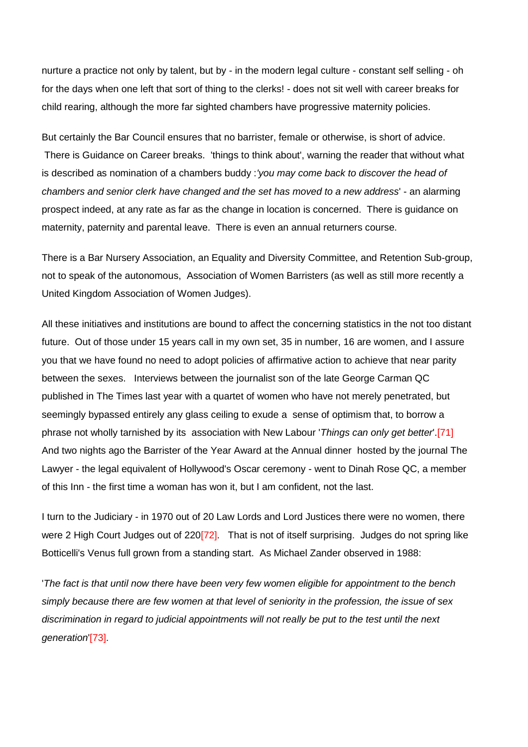nurture a practice not only by talent, but by - in the modern legal culture - constant self selling - oh for the days when one left that sort of thing to the clerks! - does not sit well with career breaks for child rearing, although the more far sighted chambers have progressive maternity policies.

But certainly the Bar Council ensures that no barrister, female or otherwise, is short of advice. There is Guidance on Career breaks. 'things to think about', warning the reader that without what is described as nomination of a chambers buddy :*'you may come back to discover the head of chambers and senior clerk have changed and the set has moved to a new address*' - an alarming prospect indeed, at any rate as far as the change in location is concerned. There is guidance on maternity, paternity and parental leave. There is even an annual returners course.

There is a Bar Nursery Association, an Equality and Diversity Committee, and Retention Sub-group, not to speak of the autonomous, Association of Women Barristers (as well as still more recently a United Kingdom Association of Women Judges).

All these initiatives and institutions are bound to affect the concerning statistics in the not too distant future. Out of those under 15 years call in my own set, 35 in number, 16 are women, and I assure you that we have found no need to adopt policies of affirmative action to achieve that near parity between the sexes. Interviews between the journalist son of the late George Carman QC published in The Times last year with a quartet of women who have not merely penetrated, but seemingly bypassed entirely any glass ceiling to exude a sense of optimism that, to borrow a phrase not wholly tarnished by its association with New Labour '*Things can only get better*'.[71] And two nights ago the Barrister of the Year Award at the Annual dinner hosted by the journal The Lawyer - the legal equivalent of Hollywood's Oscar ceremony - went to Dinah Rose QC, a member of this Inn - the first time a woman has won it, but I am confident, not the last.

I turn to the Judiciary - in 1970 out of 20 Law Lords and Lord Justices there were no women, there were 2 High Court Judges out of 220[72]. That is not of itself surprising. Judges do not spring like Botticelli's Venus full grown from a standing start. As Michael Zander observed in 1988:

'*The fact is that until now there have been very few women eligible for appointment to the bench simply because there are few women at that level of seniority in the profession, the issue of sex discrimination in regard to judicial appointments will not really be put to the test until the next generation*'[73].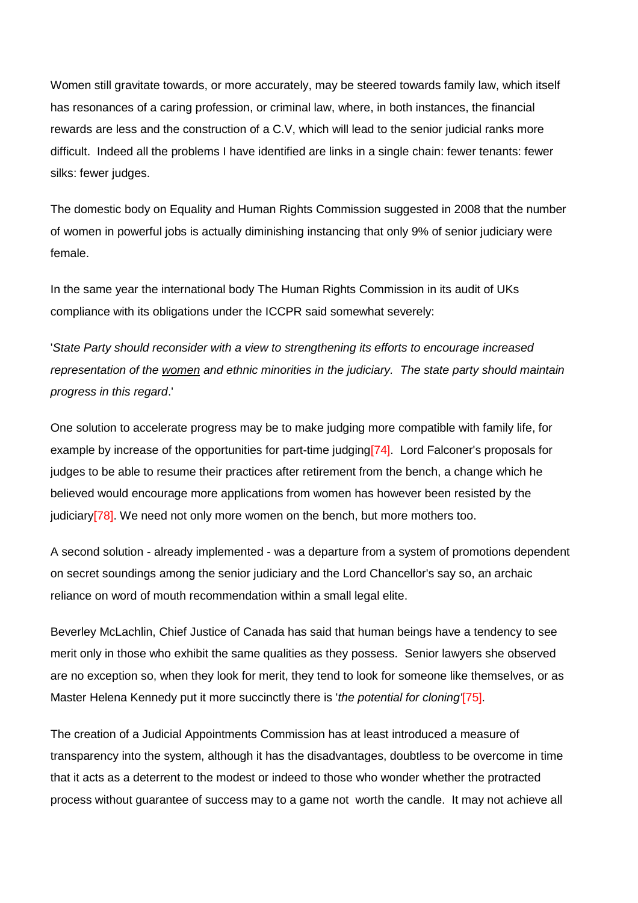Women still gravitate towards, or more accurately, may be steered towards family law, which itself has resonances of a caring profession, or criminal law, where, in both instances, the financial rewards are less and the construction of a C.V, which will lead to the senior judicial ranks more difficult. Indeed all the problems I have identified are links in a single chain: fewer tenants: fewer silks: fewer judges.

The domestic body on Equality and Human Rights Commission suggested in 2008 that the number of women in powerful jobs is actually diminishing instancing that only 9% of senior judiciary were female.

In the same year the international body The Human Rights Commission in its audit of UKs compliance with its obligations under the ICCPR said somewhat severely:

'*State Party should reconsider with a view to strengthening its efforts to encourage increased representation of the* <u>*women*</u> *and ethnic minorities in the judiciary. The state party should maintain progress in this regard*.'

One solution to accelerate progress may be to make judging more compatible with family life, for example by increase of the opportunities for part-time judging[74]. Lord Falconer's proposals for judges to be able to resume their practices after retirement from the bench, a change which he believed would encourage more applications from women has however been resisted by the judiciary[78]. We need not only more women on the bench, but more mothers too.

A second solution - already implemented - was a departure from a system of promotions dependent on secret soundings among the senior judiciary and the Lord Chancellor's say so, an archaic reliance on word of mouth recommendation within a small legal elite.

Beverley McLachlin, Chief Justice of Canada has said that human beings have a tendency to see merit only in those who exhibit the same qualities as they possess. Senior lawyers she observed are no exception so, when they look for merit, they tend to look for someone like themselves, or as Master Helena Kennedy put it more succinctly there is '*the potential for cloning*'[75].

The creation of a Judicial Appointments Commission has at least introduced a measure of transparency into the system, although it has the disadvantages, doubtless to be overcome in time that it acts as a deterrent to the modest or indeed to those who wonder whether the protracted process without guarantee of success may to a game not worth the candle. It may not achieve all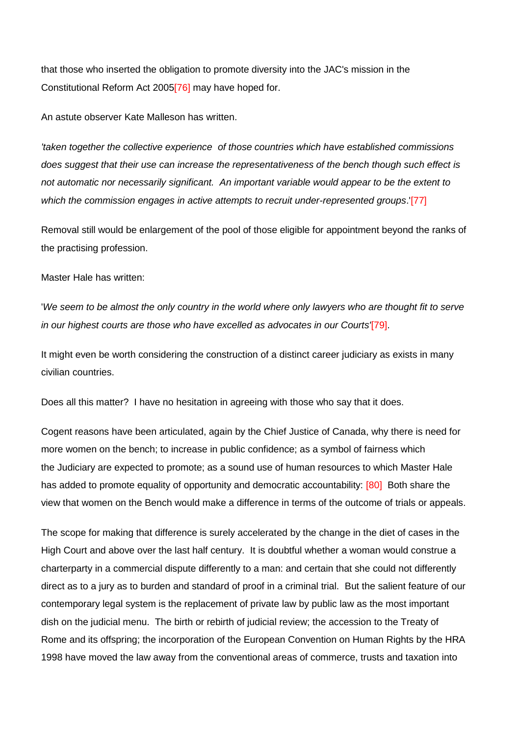that those who inserted the obligation to promote diversity into the JAC's mission in the Constitutional Reform Act 2005[76] may have hoped for.

An astute observer Kate Malleson has written.

*'taken together the collective experience  of those countries which have established commissions does suggest that their use can increase the representativeness of the bench though such effect is not automatic nor necessarily significant.  An important variable would appear to be the extent to which the commission engages in active attempts to recruit under-represented groups*.'[77]

Removal still would be enlargement of the pool of those eligible for appointment beyond the ranks of the practising profession.

Master Hale has written:

'*We seem to be almost the only country in the world where only lawyers who are thought fit to serve in our highest courts are those who have excelled as advocates in our Courts*'[79].

It might even be worth considering the construction of a distinct career judiciary as exists in many civilian countries.

Does all this matter?  I have no hesitation in agreeing with those who say that it does.

Cogent reasons have been articulated, again by the Chief Justice of Canada, why there is need for more women on the bench; to increase in public confidence; as a symbol of fairness which the Judiciary are expected to promote; as a sound use of human resources to which Master Hale has added to promote equality of opportunity and democratic accountability: [80]  Both share the view that women on the Bench would make a difference in terms of the outcome of trials or appeals.

The scope for making that difference is surely accelerated by the change in the diet of cases in the High Court and above over the last half century.  It is doubtful whether a woman would construe a charterparty in a commercial dispute differently to a man: and certain that she could not differently direct as to a jury as to burden and standard of proof in a criminal trial.  But the salient feature of our contemporary legal system is the replacement of private law by public law as the most important dish on the judicial menu.  The birth or rebirth of judicial review; the accession to the Treaty of Rome and its offspring; the incorporation of the European Convention on Human Rights by the HRA 1998 have moved the law away from the conventional areas of commerce, trusts and taxation into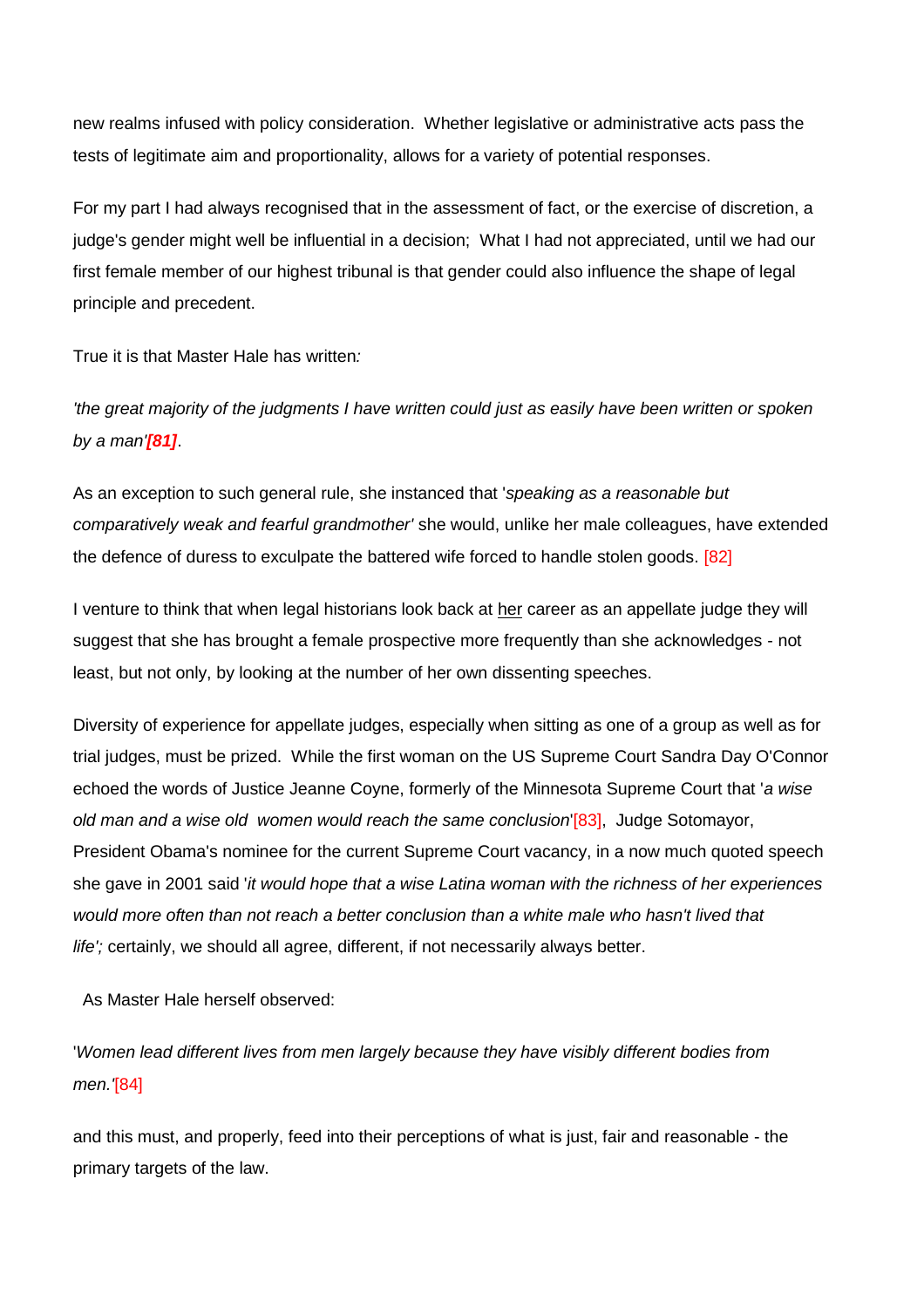new realms infused with policy consideration.  Whether legislative or administrative acts pass the tests of legitimate aim and proportionality, allows for a variety of potential responses.

For my part I had always recognised that in the assessment of fact, or the exercise of discretion, a judge's gender might well be influential in a decision;  What I had not appreciated, until we had our first female member of our highest tribunal is that gender could also influence the shape of legal principle and precedent.

True it is that Master Hale has written*:*

*'the great majority of the judgments I have written could just as easily have been written or spoken by a man'****[81]***.

As an exception to such general rule, she instanced that '*speaking as a reasonable but comparatively weak and fearful grandmother'* she would, unlike her male colleagues, have extended the defence of duress to exculpate the battered wife forced to handle stolen goods. [82]

I venture to think that when legal historians look back at her career as an appellate judge they will suggest that she has brought a female prospective more frequently than she acknowledges - not least, but not only, by looking at the number of her own dissenting speeches.

Diversity of experience for appellate judges, especially when sitting as one of a group as well as for trial judges, must be prized.  While the first woman on the US Supreme Court Sandra Day O'Connor echoed the words of Justice Jeanne Coyne, formerly of the Minnesota Supreme Court that '*a wise old man and a wise old  women would reach the same conclusion*'[83],  Judge Sotomayor, President Obama's nominee for the current Supreme Court vacancy, in a now much quoted speech she gave in 2001 said '*it would hope that a wise Latina woman with the richness of her experiences would more often than not reach a better conclusion than a white male who hasn't lived that life';* certainly, we should all agree, different, if not necessarily always better.

As Master Hale herself observed:

'*Women lead different lives from men largely because they have visibly different bodies from men.'*[84]

and this must, and properly, feed into their perceptions of what is just, fair and reasonable - the primary targets of the law.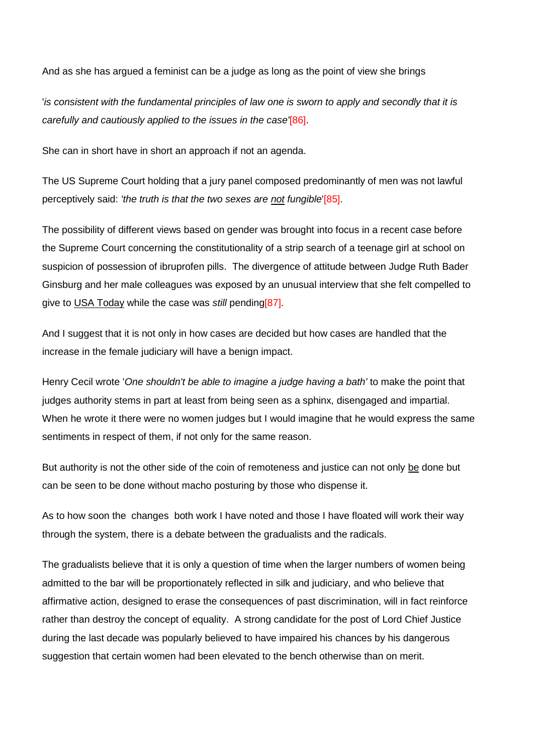And as she has argued a feminist can be a judge as long as the point of view she brings

'*is consistent with the fundamental principles of law one is sworn to apply and secondly that it is carefully and cautiously applied to the issues in the case'*[86].

She can in short have in short an approach if not an agenda.

The US Supreme Court holding that a jury panel composed predominantly of men was not lawful perceptively said: *'the truth is that the two sexes are not fungible*'[85].

The possibility of different views based on gender was brought into focus in a recent case before the Supreme Court concerning the constitutionality of a strip search of a teenage girl at school on suspicion of possession of ibruprofen pills. The divergence of attitude between Judge Ruth Bader Ginsburg and her male colleagues was exposed by an unusual interview that she felt compelled to give to USA Today while the case was *still* pending[87].

And I suggest that it is not only in how cases are decided but how cases are handled that the increase in the female judiciary will have a benign impact.

Henry Cecil wrote '*One shouldn't be able to imagine a judge having a bath'* to make the point that judges authority stems in part at least from being seen as a sphinx, disengaged and impartial. When he wrote it there were no women judges but I would imagine that he would express the same sentiments in respect of them, if not only for the same reason.

But authority is not the other side of the coin of remoteness and justice can not only be done but can be seen to be done without macho posturing by those who dispense it.

As to how soon the changes both work I have noted and those I have floated will work their way through the system, there is a debate between the gradualists and the radicals.

The gradualists believe that it is only a question of time when the larger numbers of women being admitted to the bar will be proportionately reflected in silk and judiciary, and who believe that affirmative action, designed to erase the consequences of past discrimination, will in fact reinforce rather than destroy the concept of equality. A strong candidate for the post of Lord Chief Justice during the last decade was popularly believed to have impaired his chances by his dangerous suggestion that certain women had been elevated to the bench otherwise than on merit.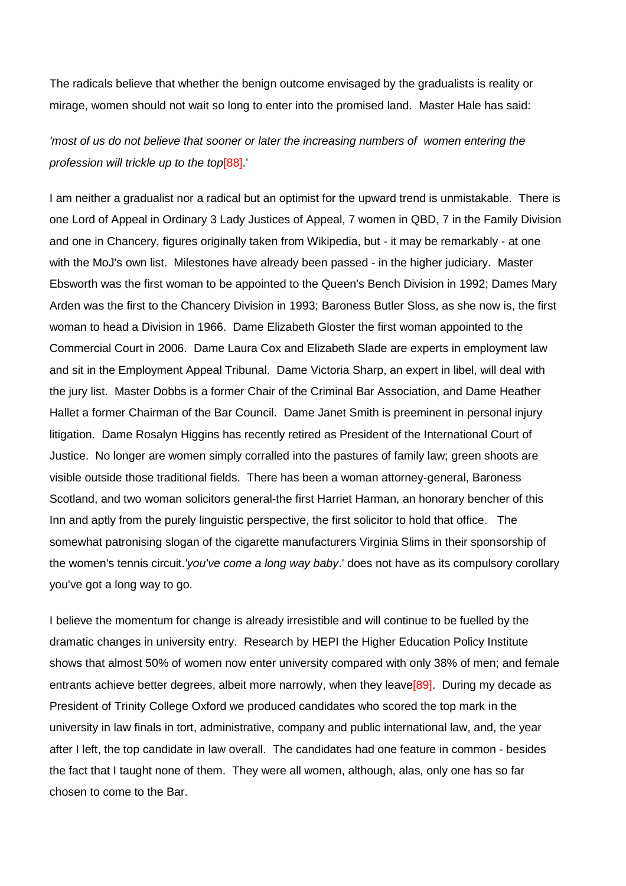The radicals believe that whether the benign outcome envisaged by the gradualists is reality or mirage, women should not wait so long to enter into the promised land. Master Hale has said:

*'most of us do not believe that sooner or later the increasing numbers of women entering the profession will trickle up to the top*[88].'

I am neither a gradualist nor a radical but an optimist for the upward trend is unmistakable. There is one Lord of Appeal in Ordinary 3 Lady Justices of Appeal, 7 women in QBD, 7 in the Family Division and one in Chancery, figures originally taken from Wikipedia, but - it may be remarkably - at one with the MoJ's own list. Milestones have already been passed - in the higher judiciary. Master Ebsworth was the first woman to be appointed to the Queen's Bench Division in 1992; Dames Mary Arden was the first to the Chancery Division in 1993; Baroness Butler Sloss, as she now is, the first woman to head a Division in 1966. Dame Elizabeth Gloster the first woman appointed to the Commercial Court in 2006. Dame Laura Cox and Elizabeth Slade are experts in employment law and sit in the Employment Appeal Tribunal. Dame Victoria Sharp, an expert in libel, will deal with the jury list. Master Dobbs is a former Chair of the Criminal Bar Association, and Dame Heather Hallet a former Chairman of the Bar Council. Dame Janet Smith is preeminent in personal injury litigation. Dame Rosalyn Higgins has recently retired as President of the International Court of Justice. No longer are women simply corralled into the pastures of family law; green shoots are visible outside those traditional fields. There has been a woman attorney-general, Baroness Scotland, and two woman solicitors general-the first Harriet Harman, an honorary bencher of this Inn and aptly from the purely linguistic perspective, the first solicitor to hold that office. The somewhat patronising slogan of the cigarette manufacturers Virginia Slims in their sponsorship of the women's tennis circuit.'*you've come a long way baby*.' does not have as its compulsory corollary you've got a long way to go.

I believe the momentum for change is already irresistible and will continue to be fuelled by the dramatic changes in university entry. Research by HEPI the Higher Education Policy Institute shows that almost 50% of women now enter university compared with only 38% of men; and female entrants achieve better degrees, albeit more narrowly, when they leave[89]. During my decade as President of Trinity College Oxford we produced candidates who scored the top mark in the university in law finals in tort, administrative, company and public international law, and, the year after I left, the top candidate in law overall. The candidates had one feature in common - besides the fact that I taught none of them. They were all women, although, alas, only one has so far chosen to come to the Bar.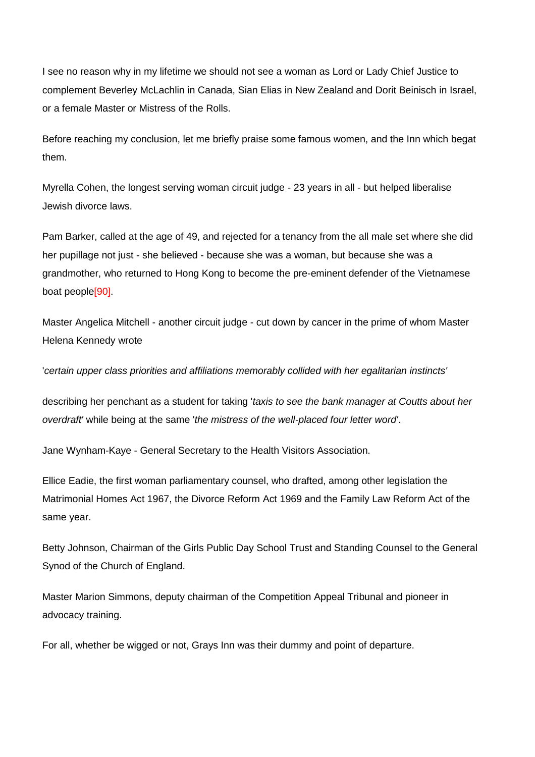I see no reason why in my lifetime we should not see a woman as Lord or Lady Chief Justice to complement Beverley McLachlin in Canada, Sian Elias in New Zealand and Dorit Beinisch in Israel, or a female Master or Mistress of the Rolls.

Before reaching my conclusion, let me briefly praise some famous women, and the Inn which begat them.

Myrella Cohen, the longest serving woman circuit judge - 23 years in all - but helped liberalise Jewish divorce laws.

Pam Barker, called at the age of 49, and rejected for a tenancy from the all male set where she did her pupillage not just - she believed - because she was a woman, but because she was a grandmother, who returned to Hong Kong to become the pre-eminent defender of the Vietnamese boat people[90].

Master Angelica Mitchell - another circuit judge - cut down by cancer in the prime of whom Master Helena Kennedy wrote

'*certain upper class priorities and affiliations memorably collided with her egalitarian instincts*'

describing her penchant as a student for taking '*taxis to see the bank manager at Coutts about her overdraft*' while being at the same '*the mistress of the well-placed four letter word*'.

Jane Wynham-Kaye - General Secretary to the Health Visitors Association.

Ellice Eadie, the first woman parliamentary counsel, who drafted, among other legislation the Matrimonial Homes Act 1967, the Divorce Reform Act 1969 and the Family Law Reform Act of the same year.

Betty Johnson, Chairman of the Girls Public Day School Trust and Standing Counsel to the General Synod of the Church of England.

Master Marion Simmons, deputy chairman of the Competition Appeal Tribunal and pioneer in advocacy training.

For all, whether be wigged or not, Grays Inn was their dummy and point of departure.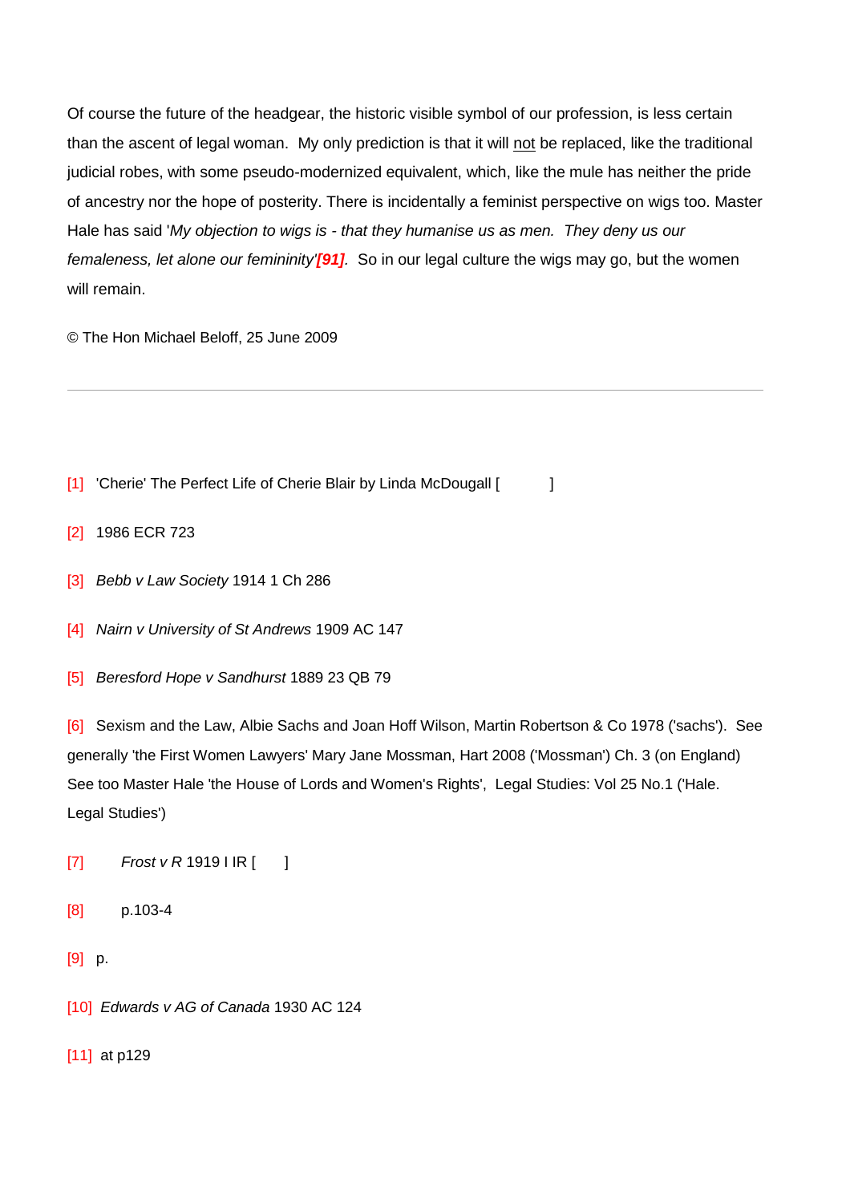Of course the future of the headgear, the historic visible symbol of our profession, is less certain than the ascent of legal woman. My only prediction is that it will not be replaced, like the traditional judicial robes, with some pseudo-modernized equivalent, which, like the mule has neither the pride of ancestry nor the hope of posterity. There is incidentally a feminist perspective on wigs too. Master Hale has said '*My objection to wigs is - that they humanise us as men. They deny us our femaleness, let alone our femininity*'***[91]***. So in our legal culture the wigs may go, but the women will remain.

© The Hon Michael Beloff, 25 June 2009

---

[1] 'Cherie' The Perfect Life of Cherie Blair by Linda McDougall [ ]

[2] 1986 ECR 723

[3] *Bebb v Law Society* 1914 1 Ch 286

[4] *Nairn v University of St Andrews* 1909 AC 147

[5] *Beresford Hope v Sandhurst* 1889 23 QB 79

[6] Sexism and the Law, Albie Sachs and Joan Hoff Wilson, Martin Robertson & Co 1978 ('sachs'). See generally 'the First Women Lawyers' Mary Jane Mossman, Hart 2008 ('Mossman') Ch. 3 (on England) See too Master Hale 'the House of Lords and Women's Rights', Legal Studies: Vol 25 No.1 ('Hale. Legal Studies')

[7] *Frost v R* 1919 I IR [ ]

[8] p.103-4

[9] p.

[10] *Edwards v AG of Canada* 1930 AC 124

[11] at p129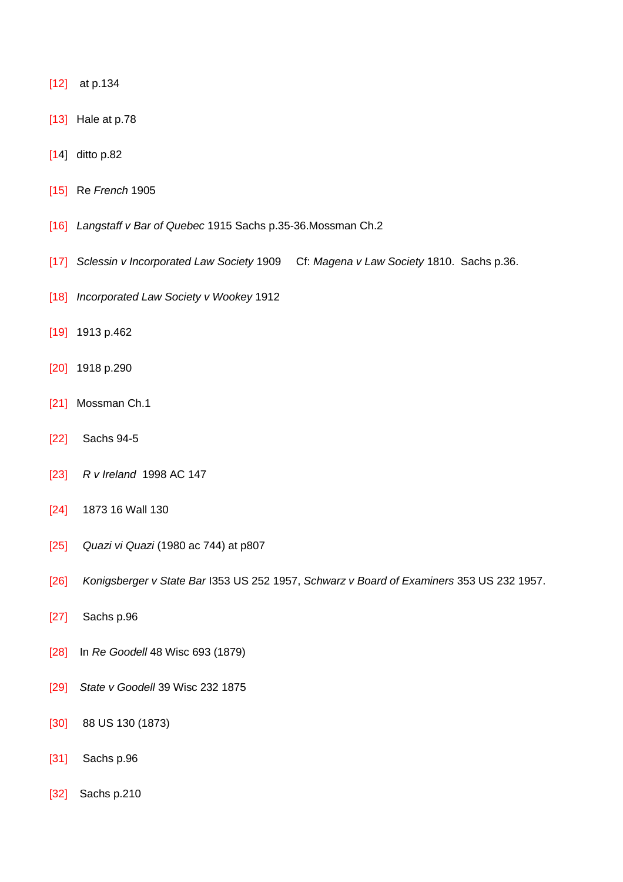[12] at p.134

[13] Hale at p.78

[14] ditto p.82

[15] Re *French* 1905

[16] *Langstaff v Bar of Quebec* 1915 Sachs p.35-36.Mossman Ch.2

[17] *Sclessin v Incorporated Law Society* 1909 Cf: *Magena v Law Society* 1810. Sachs p.36.

[18] *Incorporated Law Society v Wookey* 1912

[19] 1913 p.462

[20] 1918 p.290

[21] Mossman Ch.1

[22] Sachs 94-5

[23] *R v Ireland* 1998 AC 147

[24] 1873 16 Wall 130

[25] *Quazi vi Quazi* (1980 ac 744) at p807

[26] *Konigsberger v State Bar* l353 US 252 1957, *Schwarz v Board of Examiners* 353 US 232 1957.

[27] Sachs p.96

[28] In *Re Goodell* 48 Wisc 693 (1879)

[29] *State v Goodell* 39 Wisc 232 1875

[30] 88 US 130 (1873)

[31] Sachs p.96

[32] Sachs p.210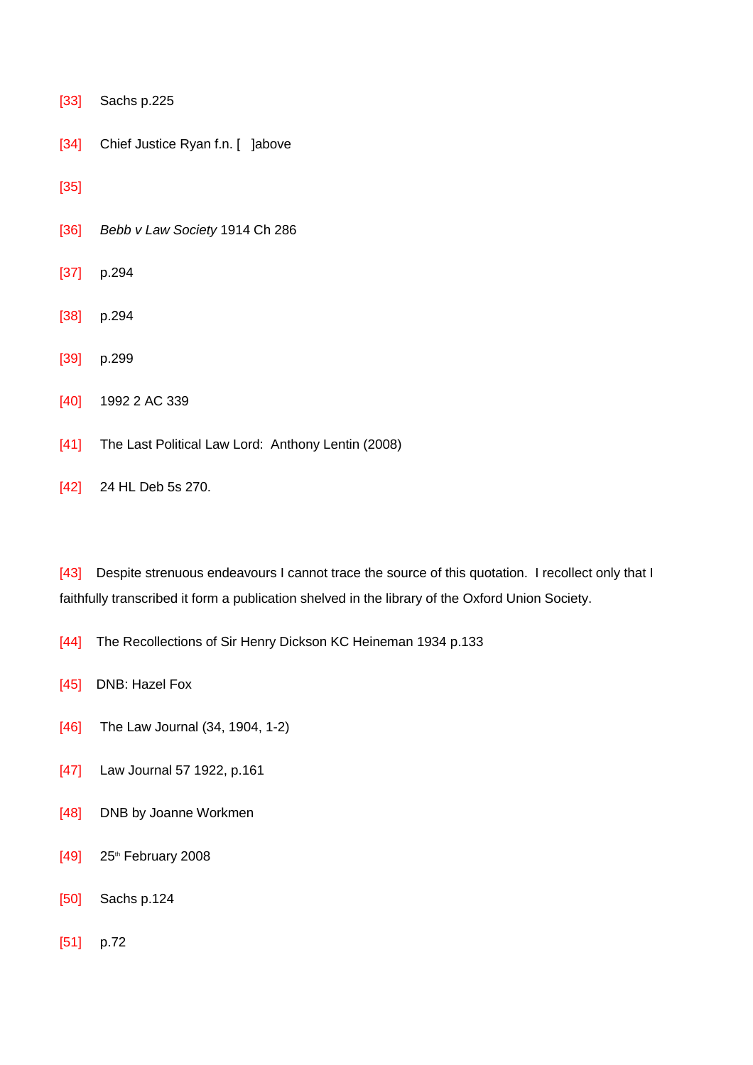[33] Sachs p.225

[34] Chief Justice Ryan f.n. [ ]above

[35]

[36] *Bebb v Law Society* 1914 Ch 286

[37] p.294

[38] p.294

[39] p.299

[40] 1992 2 AC 339

[41] The Last Political Law Lord: Anthony Lentin (2008)

[42] 24 HL Deb 5s 270.

[43] Despite strenuous endeavours I cannot trace the source of this quotation. I recollect only that I faithfully transcribed it form a publication shelved in the library of the Oxford Union Society.

[44] The Recollections of Sir Henry Dickson KC Heineman 1934 p.133

[45] DNB: Hazel Fox

[46] The Law Journal (34, 1904, 1-2)

[47] Law Journal 57 1922, p.161

[48] DNB by Joanne Workmen

[49] 25th February 2008

[50] Sachs p.124

[51] p.72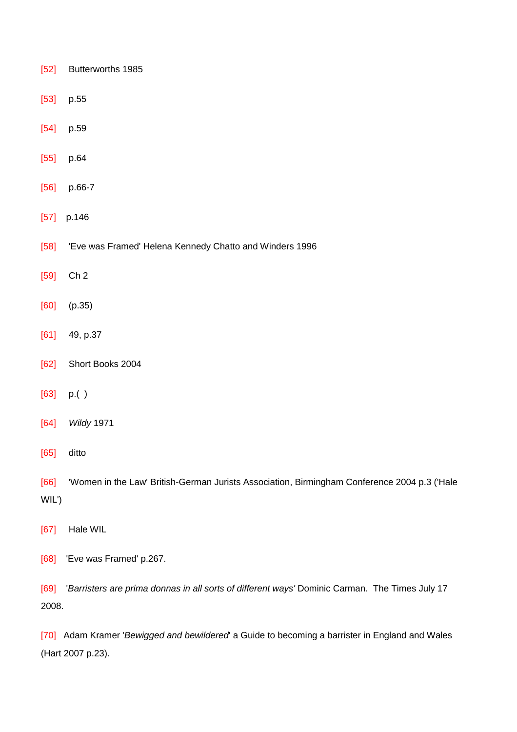[52] Butterworths 1985

[53] p.55

[54] p.59

[55] p.64

[56] p.66-7

[57] p.146

[58] 'Eve was Framed' Helena Kennedy Chatto and Winders 1996

[59] Ch 2

[60] (p.35)

[61] 49, p.37

[62] Short Books 2004

[63] p.( )

[64] *Wildy* 1971

[65] ditto

[66] 'Women in the Law' British-German Jurists Association, Birmingham Conference 2004 p.3 ('Hale WIL')

[67] Hale WIL

[68] 'Eve was Framed' p.267.

[69] '*Barristers are prima donnas in all sorts of different ways'* Dominic Carman. The Times July 17 2008.

[70] Adam Kramer '*Bewigged and bewildered*' a Guide to becoming a barrister in England and Wales (Hart 2007 p.23).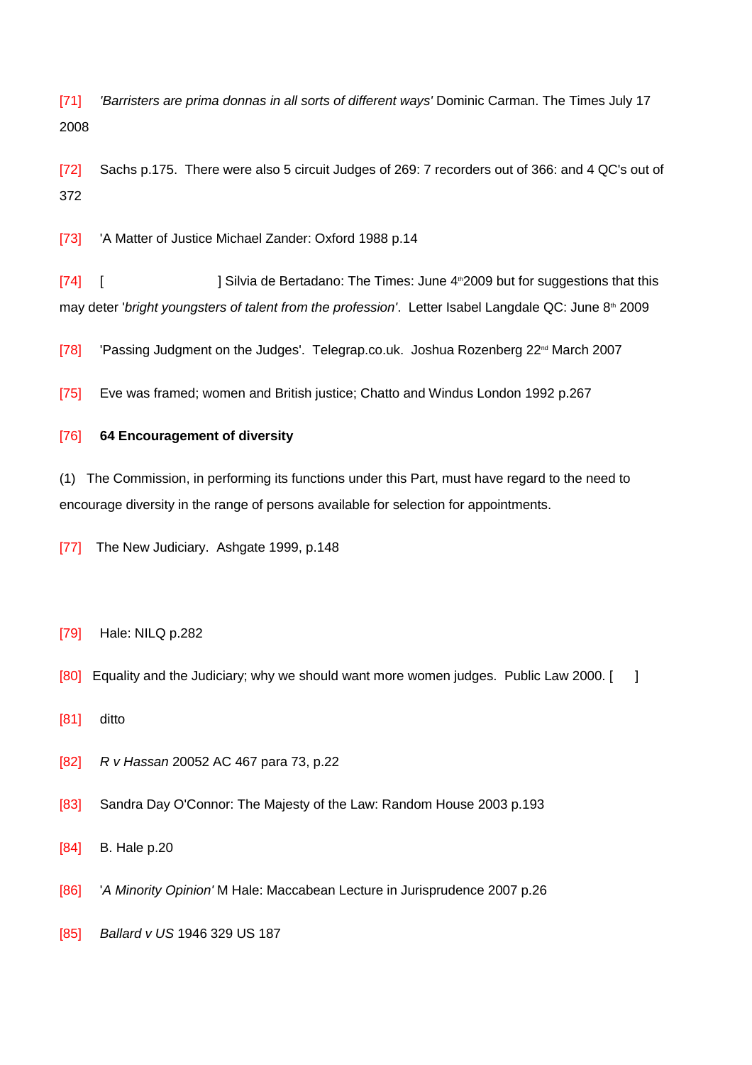[71] *'Barristers are prima donnas in all sorts of different ways'* Dominic Carman. The Times July 17 2008

[72] Sachs p.175. There were also 5 circuit Judges of 269: 7 recorders out of 366: and 4 QC's out of 372

[73] 'A Matter of Justice Michael Zander: Oxford 1988 p.14

[74] [ ] Silvia de Bertadano: The Times: June 4th 2009 but for suggestions that this may deter '*bright youngsters of talent from the profession'*. Letter Isabel Langdale QC: June 8th 2009

[78] 'Passing Judgment on the Judges'. Telegrap.co.uk. Joshua Rozenberg 22nd March 2007

[75] Eve was framed; women and British justice; Chatto and Windus London 1992 p.267

[76] **64 Encouragement of diversity**

(1) The Commission, in performing its functions under this Part, must have regard to the need to encourage diversity in the range of persons available for selection for appointments.

[77] The New Judiciary. Ashgate 1999, p.148

[79] Hale: NILQ p.282

[80] Equality and the Judiciary; why we should want more women judges. Public Law 2000. [ ]

[81] ditto

[82] *R v Hassan* 20052 AC 467 para 73, p.22

[83] Sandra Day O'Connor: The Majesty of the Law: Random House 2003 p.193

[84] B. Hale p.20

[86] '*A Minority Opinion'* M Hale: Maccabean Lecture in Jurisprudence 2007 p.26

[85] *Ballard v US* 1946 329 US 187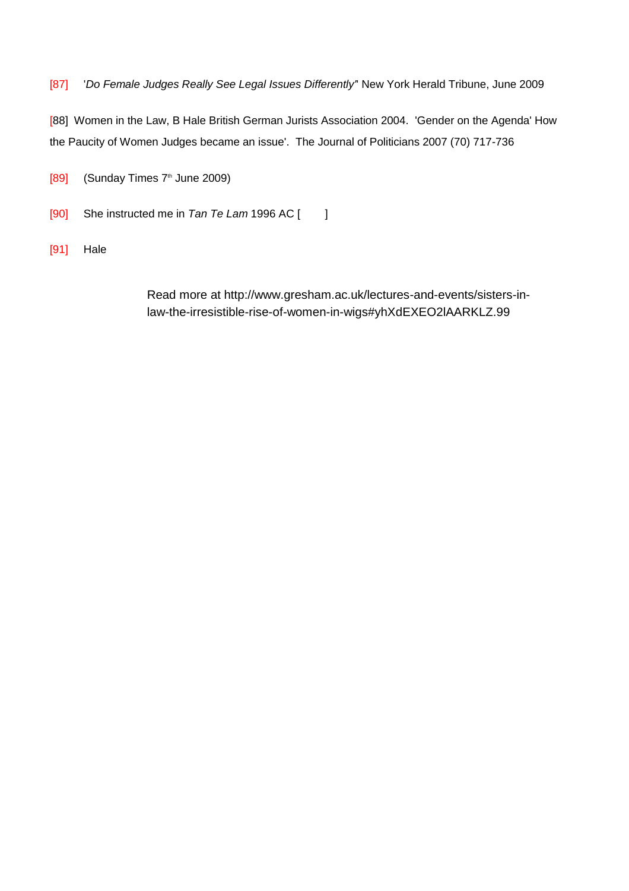[87] '*Do Female Judges Really See Legal Issues Differently*" New York Herald Tribune, June 2009

[88] Women in the Law, B Hale British German Jurists Association 2004. 'Gender on the Agenda' How the Paucity of Women Judges became an issue'. The Journal of Politicians 2007 (70) 717-736

[89] (Sunday Times 7th June 2009)

[90] She instructed me in *Tan Te Lam* 1996 AC [ ]

[91] Hale

Read more at http://www.gresham.ac.uk/lectures-and-events/sisters-in-law-the-irresistible-rise-of-women-in-wigs#yhXdEXEO2lAARKLZ.99